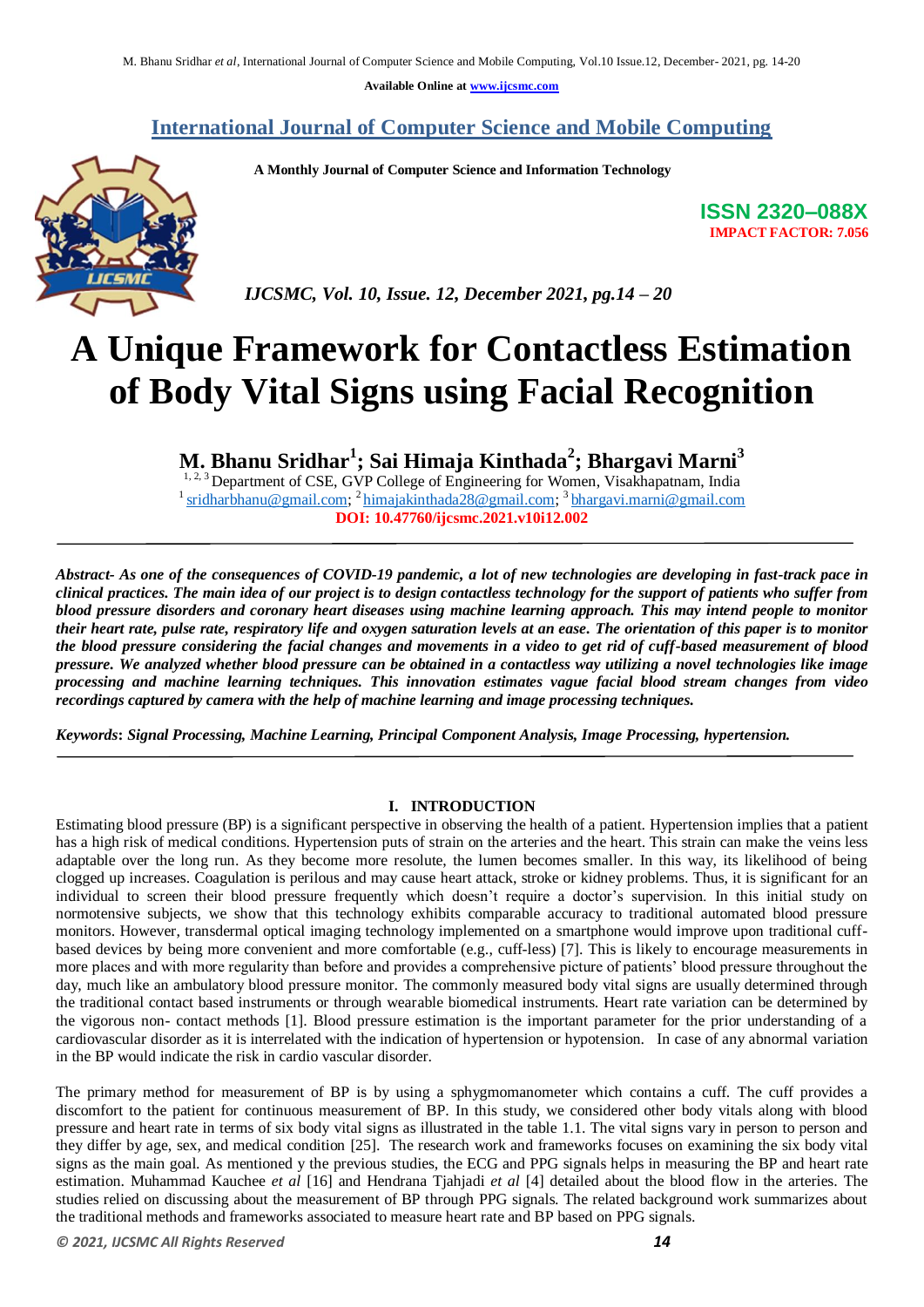Available Online at www.ijcsmc.com

# International Journal of Computer Science and Mobile Computing

**A Monthly Journal of Computer Science and Information Technology**

**ISSN 2320–088X**
**IMPACT FACTOR: 7.056**

*IJCSMC, Vol. 10, Issue. 12, December 2021, pg.14 – 20*

# A Unique Framework for Contactless Estimation of Body Vital Signs using Facial Recognition

**M. Bhanu Sridhar[1]; Sai Himaja Kinthada[2]; Bhargavi Marni[3]**

[1, 2, 3] Department of CSE, GVP College of Engineering for Women, Visakhapatnam, India
[1] sridharbhanu@gmail.com; [2] himajakinthada28@gmail.com; [3] bhargavi.marni@gmail.com
**DOI: 10.47760/ijcsmc.2021.v10i12.002**

***Abstract-** As one of the consequences of COVID-19 pandemic, a lot of new technologies are developing in fast-track pace in clinical practices. The main idea of our project is to design contactless technology for the support of patients who suffer from blood pressure disorders and coronary heart diseases using machine learning approach. This may intend people to monitor their heart rate, pulse rate, respiratory life and oxygen saturation levels at an ease. The orientation of this paper is to monitor the blood pressure considering the facial changes and movements in a video to get rid of cuff-based measurement of blood pressure. We analyzed whether blood pressure can be obtained in a contactless way utilizing a novel technologies like image processing and machine learning techniques. This innovation estimates vague facial blood stream changes from video recordings captured by camera with the help of machine learning and image processing techniques.*

***Keywords**: Signal Processing, Machine Learning, Principal Component Analysis, Image Processing, hypertension.*

## I. INTRODUCTION

Estimating blood pressure (BP) is a significant perspective in observing the health of a patient. Hypertension implies that a patient has a high risk of medical conditions. Hypertension puts of strain on the arteries and the heart. This strain can make the veins less adaptable over the long run. As they become more resolute, the lumen becomes smaller. In this way, its likelihood of being clogged up increases. Coagulation is perilous and may cause heart attack, stroke or kidney problems. Thus, it is significant for an individual to screen their blood pressure frequently which doesn't require a doctor's supervision. In this initial study on normotensive subjects, we show that this technology exhibits comparable accuracy to traditional automated blood pressure monitors. However, transdermal optical imaging technology implemented on a smartphone would improve upon traditional cuff-based devices by being more convenient and more comfortable (e.g., cuff-less) [7]. This is likely to encourage measurements in more places and with more regularity than before and provides a comprehensive picture of patients' blood pressure throughout the day, much like an ambulatory blood pressure monitor. The commonly measured body vital signs are usually determined through the traditional contact based instruments or through wearable biomedical instruments. Heart rate variation can be determined by the vigorous non- contact methods [1]. Blood pressure estimation is the important parameter for the prior understanding of a cardiovascular disorder as it is interrelated with the indication of hypertension or hypotension. In case of any abnormal variation in the BP would indicate the risk in cardio vascular disorder.

The primary method for measurement of BP is by using a sphygmomanometer which contains a cuff. The cuff provides a discomfort to the patient for continuous measurement of BP. In this study, we considered other body vitals along with blood pressure and heart rate in terms of six body vital signs as illustrated in the table 1.1. The vital signs vary in person to person and they differ by age, sex, and medical condition [25]. The research work and frameworks focuses on examining the six body vital signs as the main goal. As mentioned y the previous studies, the ECG and PPG signals helps in measuring the BP and heart rate estimation. Muhammad Kauchee *et al* [16] and Hendrana Tjahjadi *et al* [4] detailed about the blood flow in the arteries. The studies relied on discussing about the measurement of BP through PPG signals. The related background work summarizes about the traditional methods and frameworks associated to measure heart rate and BP based on PPG signals.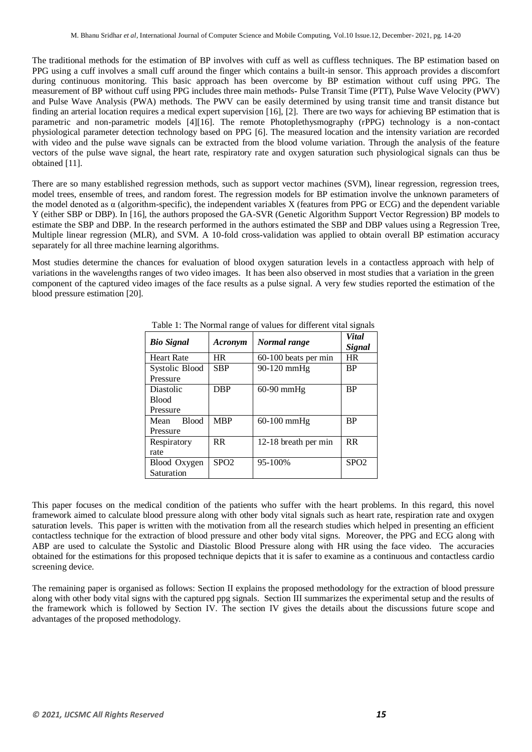The traditional methods for the estimation of BP involves with cuff as well as cuffless techniques. The BP estimation based on PPG using a cuff involves a small cuff around the finger which contains a built-in sensor. This approach provides a discomfort during continuous monitoring. This basic approach has been overcome by BP estimation without cuff using PPG. The measurement of BP without cuff using PPG includes three main methods- Pulse Transit Time (PTT), Pulse Wave Velocity (PWV) and Pulse Wave Analysis (PWA) methods. The PWV can be easily determined by using transit time and transit distance but finding an arterial location requires a medical expert supervision [16], [2]. There are two ways for achieving BP estimation that is parametric and non-parametric models [4][16]. The remote Photoplethysmography (rPPG) technology is a non-contact physiological parameter detection technology based on PPG [6]. The measured location and the intensity variation are recorded with video and the pulse wave signals can be extracted from the blood volume variation. Through the analysis of the feature vectors of the pulse wave signal, the heart rate, respiratory rate and oxygen saturation such physiological signals can thus be obtained [11].

There are so many established regression methods, such as support vector machines (SVM), linear regression, regression trees, model trees, ensemble of trees, and random forest. The regression models for BP estimation involve the unknown parameters of the model denoted as $\alpha$ (algorithm-specific), the independent variables X (features from PPG or ECG) and the dependent variable Y (either SBP or DBP). In [16], the authors proposed the GA-SVR (Genetic Algorithm Support Vector Regression) BP models to estimate the SBP and DBP. In the research performed in the authors estimated the SBP and DBP values using a Regression Tree, Multiple linear regression (MLR), and SVM. A 10-fold cross-validation was applied to obtain overall BP estimation accuracy separately for all three machine learning algorithms.

Most studies determine the chances for evaluation of blood oxygen saturation levels in a contactless approach with help of variations in the wavelengths ranges of two video images. It has been also observed in most studies that a variation in the green component of the captured video images of the face results as a pulse signal. A very few studies reported the estimation of the blood pressure estimation [20].

Table 1: The Normal range of values for different vital signals

| ***Bio Signal*** | ***Acronym*** | ***Normal range*** | ***Vital Signal*** |
|---|---|---|---|
| Heart Rate | HR | 60-100 beats per min | HR |
| Systolic Blood Pressure | SBP | 90-120 mmHg | BP |
| Diastolic Blood Pressure | DBP | 60-90 mmHg | BP |
| Mean Blood Pressure | MBP | 60-100 mmHg | BP |
| Respiratory rate | RR | 12-18 breath per min | RR |
| Blood Oxygen Saturation | SPO2 | 95-100% | SPO2 |

This paper focuses on the medical condition of the patients who suffer with the heart problems. In this regard, this novel framework aimed to calculate blood pressure along with other body vital signals such as heart rate, respiration rate and oxygen saturation levels. This paper is written with the motivation from all the research studies which helped in presenting an efficient contactless technique for the extraction of blood pressure and other body vital signs. Moreover, the PPG and ECG along with ABP are used to calculate the Systolic and Diastolic Blood Pressure along with HR using the face video. The accuracies obtained for the estimations for this proposed technique depicts that it is safer to examine as a continuous and contactless cardio screening device.

The remaining paper is organised as follows: Section II explains the proposed methodology for the extraction of blood pressure along with other body vital signs with the captured ppg signals. Section III summarizes the experimental setup and the results of the framework which is followed by Section IV. The section IV gives the details about the discussions future scope and advantages of the proposed methodology.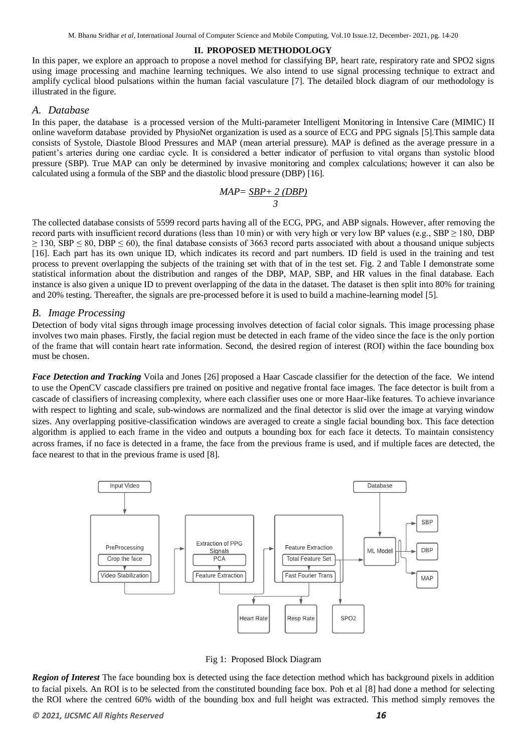## II. PROPOSED METHODOLOGY

In this paper, we explore an approach to propose a novel method for classifying BP, heart rate, respiratory rate and SPO2 signs using image processing and machine learning techniques. We also intend to use signal processing technique to extract and amplify cyclical blood pulsations within the human facial vasculature [7]. The detailed block diagram of our methodology is illustrated in the figure.

### *A. Database*

In this paper, the database is a processed version of the Multi-parameter Intelligent Monitoring in Intensive Care (MIMIC) II online waveform database provided by PhysioNet organization is used as a source of ECG and PPG signals [5].This sample data consists of Systole, Diastole Blood Pressures and MAP (mean arterial pressure). MAP is defined as the average pressure in a patient's arteries during one cardiac cycle. It is considered a better indicator of perfusion to vital organs than systolic blood pressure (SBP). True MAP can only be determined by invasive monitoring and complex calculations; however it can also be calculated using a formula of the SBP and the diastolic blood pressure (DBP) [16].

$$MAP = \frac{SBP + 2\,(DBP)}{3}$$

The collected database consists of 5599 record parts having all of the ECG, PPG, and ABP signals. However, after removing the record parts with insufficient record durations (less than 10 min) or with very high or very low BP values (e.g., $SBP \geq 180$, $DBP \geq 130$, $SBP \leq 80$, $DBP \leq 60$), the final database consists of 3663 record parts associated with about a thousand unique subjects [16]. Each part has its own unique ID, which indicates its record and part numbers. ID field is used in the training and test process to prevent overlapping the subjects of the training set with that of in the test set. Fig. 2 and Table I demonstrate some statistical information about the distribution and ranges of the DBP, MAP, SBP, and HR values in the final database. Each instance is also given a unique ID to prevent overlapping of the data in the dataset. The dataset is then split into 80% for training and 20% testing. Thereafter, the signals are pre-processed before it is used to build a machine-learning model [5].

### *B. Image Processing*

Detection of body vital signs through image processing involves detection of facial color signals. This image processing phase involves two main phases. Firstly, the facial region must be detected in each frame of the video since the face is the only portion of the frame that will contain heart rate information. Second, the desired region of interest (ROI) within the face bounding box must be chosen.

***Face Detection and Tracking*** Voila and Jones [26] proposed a Haar Cascade classifier for the detection of the face. We intend to use the OpenCV cascade classifiers pre trained on positive and negative frontal face images. The face detector is built from a cascade of classifiers of increasing complexity, where each classifier uses one or more Haar-like features. To achieve invariance with respect to lighting and scale, sub-windows are normalized and the final detector is slid over the image at varying window sizes. Any overlapping positive-classification windows are averaged to create a single facial bounding box. This face detection algorithm is applied to each frame in the video and outputs a bounding box for each face it detects. To maintain consistency across frames, if no face is detected in a frame, the face from the previous frame is used, and if multiple faces are detected, the face nearest to that in the previous frame is used [8].

Fig 1: Proposed Block Diagram

***Region of Interest*** The face bounding box is detected using the face detection method which has background pixels in addition to facial pixels. An ROI is to be selected from the constituted bounding face box. Poh et al [8] had done a method for selecting the ROI where the centred 60% width of the bounding box and full height was extracted. This method simply removes the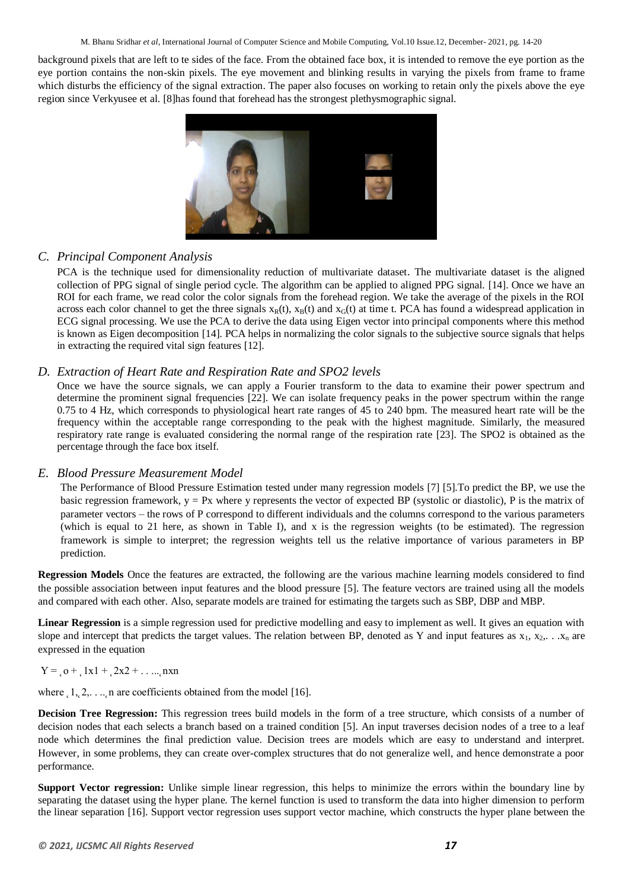background pixels that are left to te sides of the face. From the obtained face box, it is intended to remove the eye portion as the eye portion contains the non-skin pixels. The eye movement and blinking results in varying the pixels from frame to frame which disturbs the efficiency of the signal extraction. The paper also focuses on working to retain only the pixels above the eye region since Verkyusee et al. [8]has found that forehead has the strongest plethysmographic signal.

### *C. Principal Component Analysis*

PCA is the technique used for dimensionality reduction of multivariate dataset. The multivariate dataset is the aligned collection of PPG signal of single period cycle. The algorithm can be applied to aligned PPG signal. [14]. Once we have an ROI for each frame, we read color the color signals from the forehead region. We take the average of the pixels in the ROI across each color channel to get the three signals $x_R(t)$, $x_B(t)$ and $x_G(t)$ at time t. PCA has found a widespread application in ECG signal processing. We use the PCA to derive the data using Eigen vector into principal components where this method is known as Eigen decomposition [14]. PCA helps in normalizing the color signals to the subjective source signals that helps in extracting the required vital sign features [12].

### *D. Extraction of Heart Rate and Respiration Rate and SPO2 levels*

Once we have the source signals, we can apply a Fourier transform to the data to examine their power spectrum and determine the prominent signal frequencies [22]. We can isolate frequency peaks in the power spectrum within the range 0.75 to 4 Hz, which corresponds to physiological heart rate ranges of 45 to 240 bpm. The measured heart rate will be the frequency within the acceptable range corresponding to the peak with the highest magnitude. Similarly, the measured respiratory rate range is evaluated considering the normal range of the respiration rate [23]. The SPO2 is obtained as the percentage through the face box itself.

### *E. Blood Pressure Measurement Model*

The Performance of Blood Pressure Estimation tested under many regression models [7] [5].To predict the BP, we use the basic regression framework, y = Px where y represents the vector of expected BP (systolic or diastolic), P is the matrix of parameter vectors – the rows of P correspond to different individuals and the columns correspond to the various parameters (which is equal to 21 here, as shown in Table I), and x is the regression weights (to be estimated). The regression framework is simple to interpret; the regression weights tell us the relative importance of various parameters in BP prediction.

**Regression Models** Once the features are extracted, the following are the various machine learning models considered to find the possible association between input features and the blood pressure [5]. The feature vectors are trained using all the models and compared with each other. Also, separate models are trained for estimating the targets such as SBP, DBP and MBP.

**Linear Regression** is a simple regression used for predictive modelling and easy to implement as well. It gives an equation with slope and intercept that predicts the target values. The relation between BP, denoted as Y and input features as $x_1$, $x_2$,. . .$x_n$ are expressed in the equation

$$Y = \beta_0 + \beta_1 x_1 + \beta_2 x_2 + \ldots \beta_n x_n$$

where $\beta_1, \beta_2, \ldots, \beta_n$ are coefficients obtained from the model [16].

**Decision Tree Regression:** This regression trees build models in the form of a tree structure, which consists of a number of decision nodes that each selects a branch based on a trained condition [5]. An input traverses decision nodes of a tree to a leaf node which determines the final prediction value. Decision trees are models which are easy to understand and interpret. However, in some problems, they can create over-complex structures that do not generalize well, and hence demonstrate a poor performance.

**Support Vector regression:** Unlike simple linear regression, this helps to minimize the errors within the boundary line by separating the dataset using the hyper plane. The kernel function is used to transform the data into higher dimension to perform the linear separation [16]. Support vector regression uses support vector machine, which constructs the hyper plane between the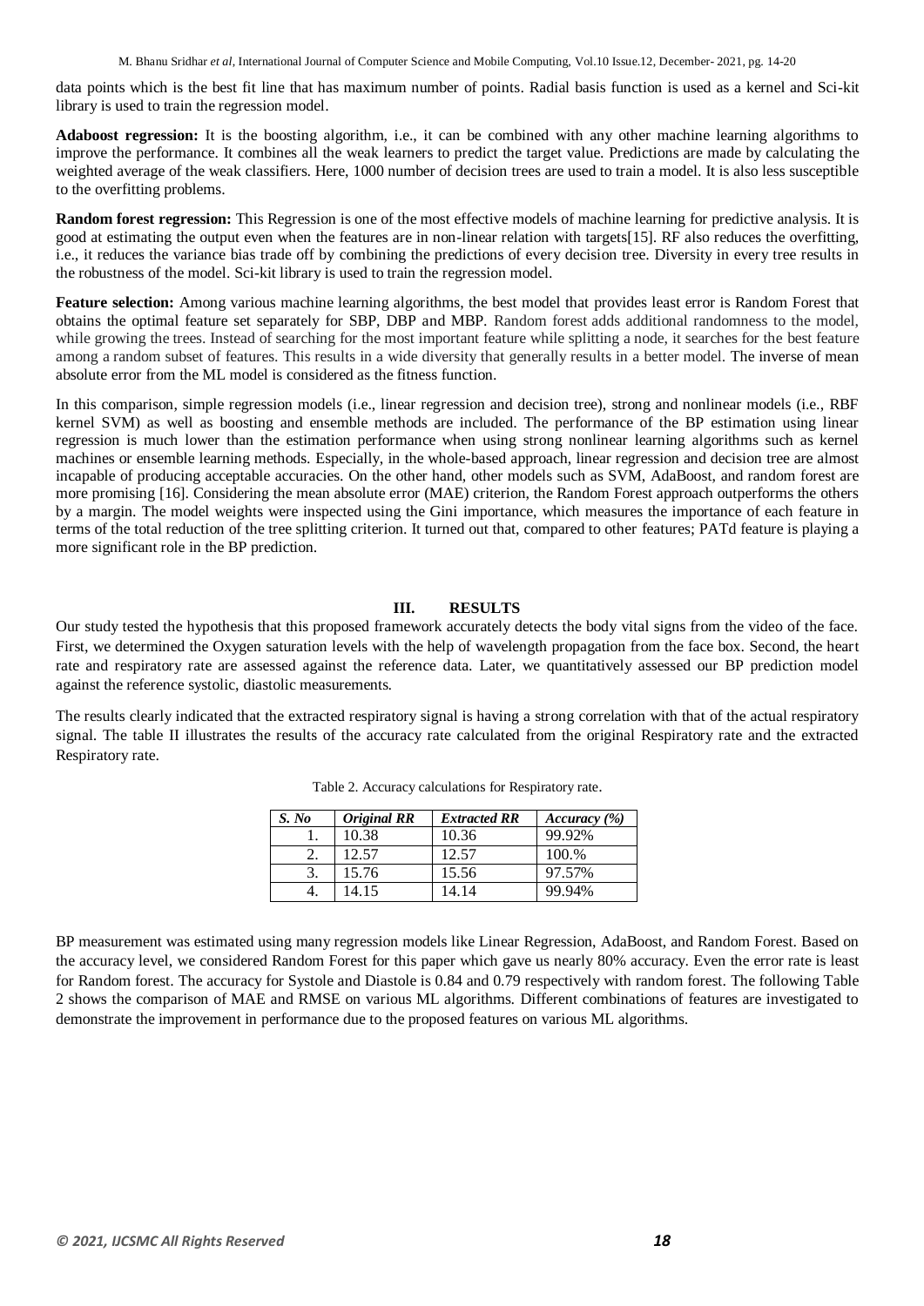data points which is the best fit line that has maximum number of points. Radial basis function is used as a kernel and Sci-kit library is used to train the regression model.

**Adaboost regression:** It is the boosting algorithm, i.e., it can be combined with any other machine learning algorithms to improve the performance. It combines all the weak learners to predict the target value. Predictions are made by calculating the weighted average of the weak classifiers. Here, 1000 number of decision trees are used to train a model. It is also less susceptible to the overfitting problems.

**Random forest regression:** This Regression is one of the most effective models of machine learning for predictive analysis. It is good at estimating the output even when the features are in non-linear relation with targets[15]. RF also reduces the overfitting, i.e., it reduces the variance bias trade off by combining the predictions of every decision tree. Diversity in every tree results in the robustness of the model. Sci-kit library is used to train the regression model.

**Feature selection:** Among various machine learning algorithms, the best model that provides least error is Random Forest that obtains the optimal feature set separately for SBP, DBP and MBP. Random forest adds additional randomness to the model, while growing the trees. Instead of searching for the most important feature while splitting a node, it searches for the best feature among a random subset of features. This results in a wide diversity that generally results in a better model. The inverse of mean absolute error from the ML model is considered as the fitness function.

In this comparison, simple regression models (i.e., linear regression and decision tree), strong and nonlinear models (i.e., RBF kernel SVM) as well as boosting and ensemble methods are included. The performance of the BP estimation using linear regression is much lower than the estimation performance when using strong nonlinear learning algorithms such as kernel machines or ensemble learning methods. Especially, in the whole-based approach, linear regression and decision tree are almost incapable of producing acceptable accuracies. On the other hand, other models such as SVM, AdaBoost, and random forest are more promising [16]. Considering the mean absolute error (MAE) criterion, the Random Forest approach outperforms the others by a margin. The model weights were inspected using the Gini importance, which measures the importance of each feature in terms of the total reduction of the tree splitting criterion. It turned out that, compared to other features; PATd feature is playing a more significant role in the BP prediction.

## III. RESULTS

Our study tested the hypothesis that this proposed framework accurately detects the body vital signs from the video of the face. First, we determined the Oxygen saturation levels with the help of wavelength propagation from the face box. Second, the heart rate and respiratory rate are assessed against the reference data. Later, we quantitatively assessed our BP prediction model against the reference systolic, diastolic measurements.

The results clearly indicated that the extracted respiratory signal is having a strong correlation with that of the actual respiratory signal. The table II illustrates the results of the accuracy rate calculated from the original Respiratory rate and the extracted Respiratory rate.

Table 2. Accuracy calculations for Respiratory rate.

| *S. No* | *Original RR* | *Extracted RR* | *Accuracy (%)* |
|---|---|---|---|
| 1. | 10.38 | 10.36 | 99.92% |
| 2. | 12.57 | 12.57 | 100.% |
| 3. | 15.76 | 15.56 | 97.57% |
| 4. | 14.15 | 14.14 | 99.94% |

BP measurement was estimated using many regression models like Linear Regression, AdaBoost, and Random Forest. Based on the accuracy level, we considered Random Forest for this paper which gave us nearly 80% accuracy. Even the error rate is least for Random forest. The accuracy for Systole and Diastole is 0.84 and 0.79 respectively with random forest. The following Table 2 shows the comparison of MAE and RMSE on various ML algorithms. Different combinations of features are investigated to demonstrate the improvement in performance due to the proposed features on various ML algorithms.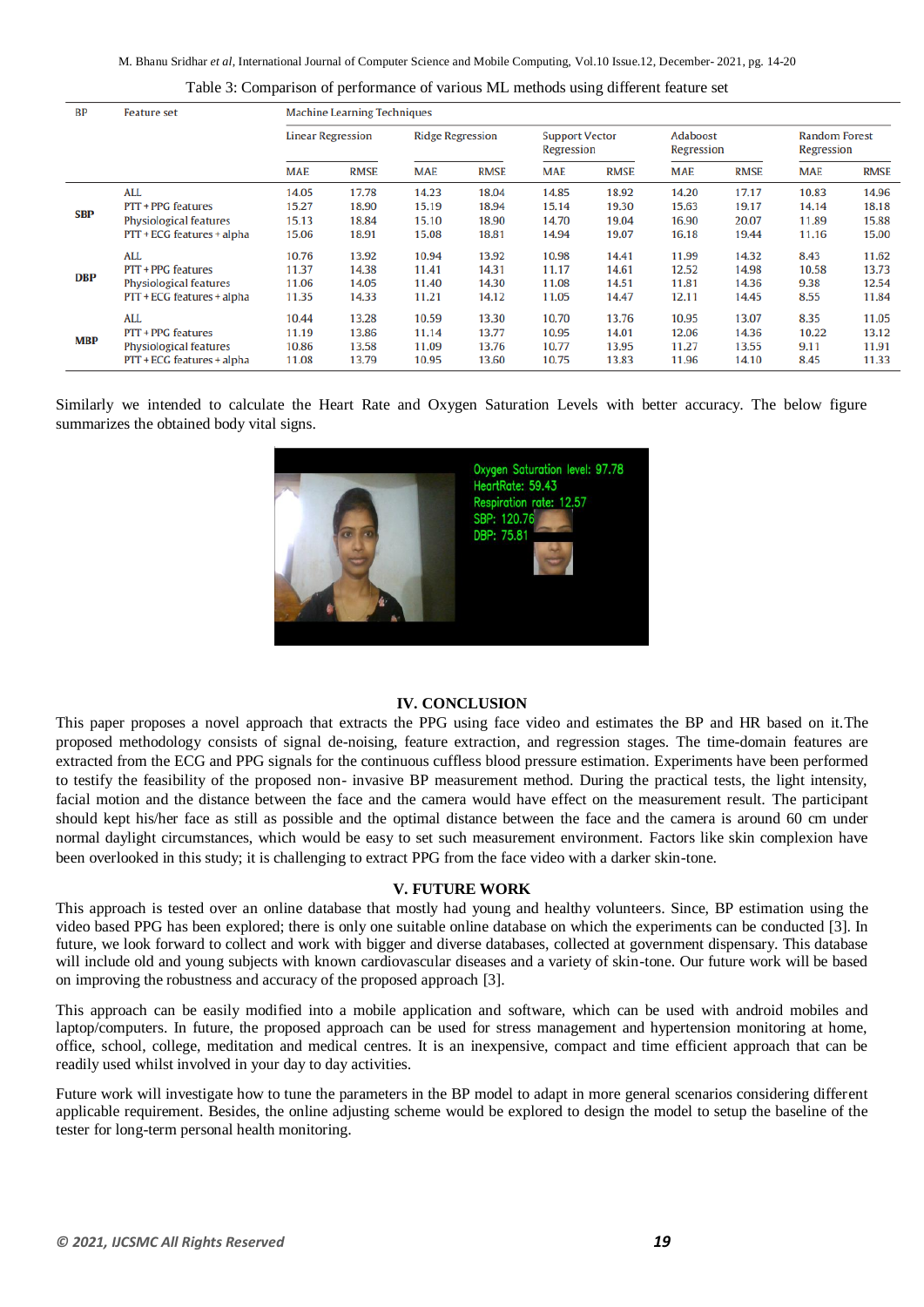Table 3: Comparison of performance of various ML methods using different feature set

| BP | Feature set | Machine Learning Techniques | | | | | | | | | |
|---|---|---|---|---|---|---|---|---|---|---|---|
| | | Linear Regression | | Ridge Regression | | Support Vector Regression | | Adaboost Regression | | Random Forest Regression | |
| | | MAE | RMSE | MAE | RMSE | MAE | RMSE | MAE | RMSE | MAE | RMSE |
| SBP | ALL | 14.05 | 17.78 | 14.23 | 18.04 | 14.85 | 18.92 | 14.20 | 17.17 | 10.83 | 14.96 |
| | PTT + PPG features | 15.27 | 18.90 | 15.19 | 18.94 | 15.14 | 19.30 | 15.63 | 19.17 | 14.14 | 18.18 |
| | Physiological features | 15.13 | 18.84 | 15.10 | 18.90 | 14.70 | 19.04 | 16.90 | 20.07 | 11.89 | 15.88 |
| | PTT + ECG features + alpha | 15.06 | 18.91 | 15.08 | 18.81 | 14.94 | 19.07 | 16.18 | 19.44 | 11.16 | 15.00 |
| DBP | ALL | 10.76 | 13.92 | 10.94 | 13.92 | 10.98 | 14.41 | 11.99 | 14.32 | 8.43 | 11.62 |
| | PTT + PPG features | 11.37 | 14.38 | 11.41 | 14.31 | 11.17 | 14.61 | 12.52 | 14.98 | 10.58 | 13.73 |
| | Physiological features | 11.06 | 14.05 | 11.40 | 14.30 | 11.08 | 14.51 | 11.81 | 14.36 | 9.38 | 12.54 |
| | PTT + ECG features + alpha | 11.35 | 14.33 | 11.21 | 14.12 | 11.05 | 14.47 | 12.11 | 14.45 | 8.55 | 11.84 |
| MBP | ALL | 10.44 | 13.28 | 10.59 | 13.30 | 10.70 | 13.76 | 10.95 | 13.07 | 8.35 | 11.05 |
| | PTT + PPG features | 11.19 | 13.86 | 11.14 | 13.77 | 10.95 | 14.01 | 12.06 | 14.36 | 10.22 | 13.12 |
| | Physiological features | 10.86 | 13.58 | 11.09 | 13.76 | 10.77 | 13.95 | 11.27 | 13.55 | 9.11 | 11.91 |
| | PTT + ECG features + alpha | 11.08 | 13.79 | 10.95 | 13.60 | 10.75 | 13.83 | 11.96 | 14.10 | 8.45 | 11.33 |

Similarly we intended to calculate the Heart Rate and Oxygen Saturation Levels with better accuracy. The below figure summarizes the obtained body vital signs.

## IV. CONCLUSION

This paper proposes a novel approach that extracts the PPG using face video and estimates the BP and HR based on it.The proposed methodology consists of signal de-noising, feature extraction, and regression stages. The time-domain features are extracted from the ECG and PPG signals for the continuous cuffless blood pressure estimation. Experiments have been performed to testify the feasibility of the proposed non- invasive BP measurement method. During the practical tests, the light intensity, facial motion and the distance between the face and the camera would have effect on the measurement result. The participant should kept his/her face as still as possible and the optimal distance between the face and the camera is around 60 cm under normal daylight circumstances, which would be easy to set such measurement environment. Factors like skin complexion have been overlooked in this study; it is challenging to extract PPG from the face video with a darker skin-tone.

## V. FUTURE WORK

This approach is tested over an online database that mostly had young and healthy volunteers. Since, BP estimation using the video based PPG has been explored; there is only one suitable online database on which the experiments can be conducted [3]. In future, we look forward to collect and work with bigger and diverse databases, collected at government dispensary. This database will include old and young subjects with known cardiovascular diseases and a variety of skin-tone. Our future work will be based on improving the robustness and accuracy of the proposed approach [3].

This approach can be easily modified into a mobile application and software, which can be used with android mobiles and laptop/computers. In future, the proposed approach can be used for stress management and hypertension monitoring at home, office, school, college, meditation and medical centres. It is an inexpensive, compact and time efficient approach that can be readily used whilst involved in your day to day activities.

Future work will investigate how to tune the parameters in the BP model to adapt in more general scenarios considering different applicable requirement. Besides, the online adjusting scheme would be explored to design the model to setup the baseline of the tester for long-term personal health monitoring.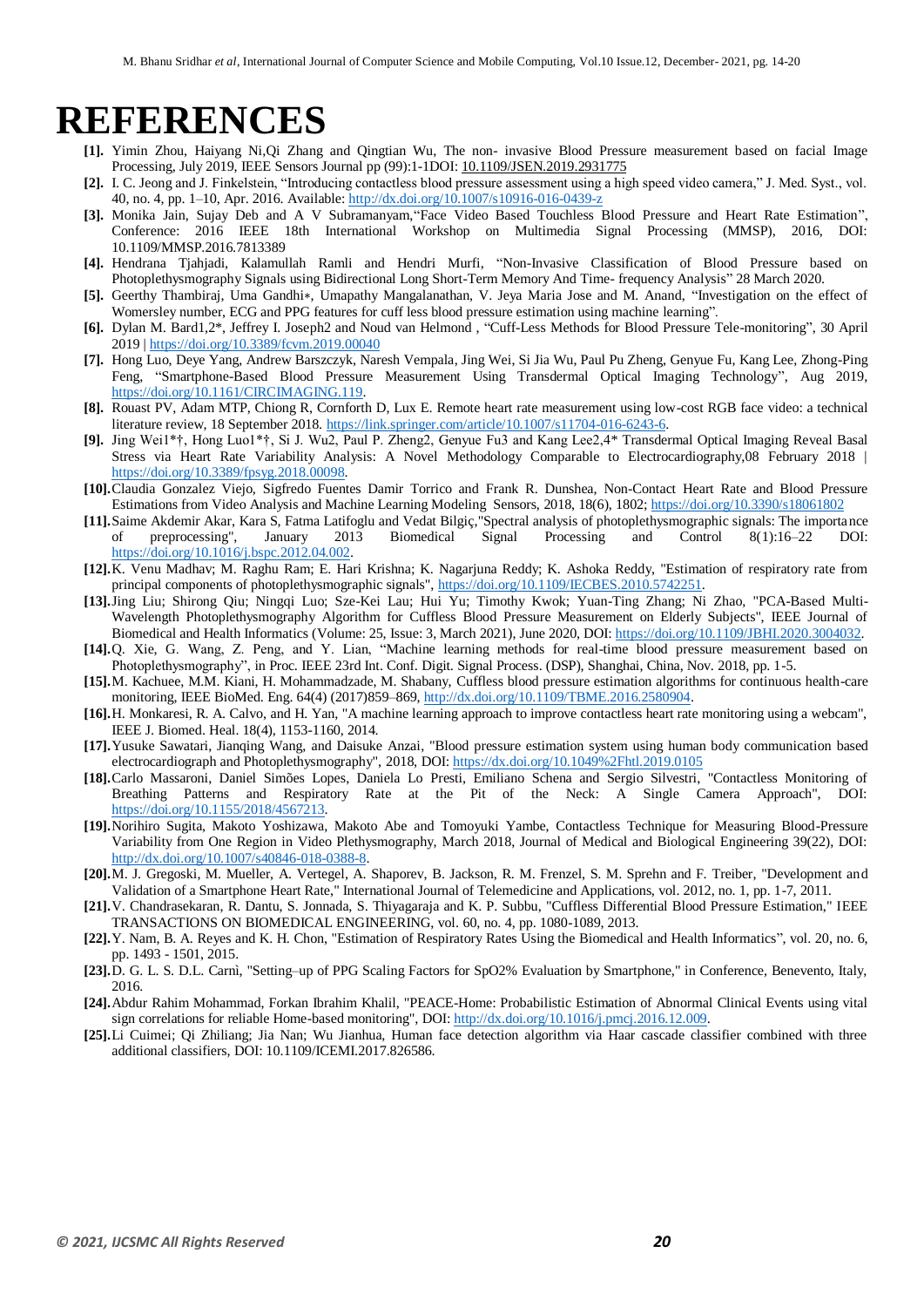# REFERENCES

**[1].** Yimin Zhou, Haiyang Ni,Qi Zhang and Qingtian Wu, The non- invasive Blood Pressure measurement based on facial Image Processing, July 2019, IEEE Sensors Journal pp (99):1-1DOI: 10.1109/JSEN.2019.2931775

**[2].** I. C. Jeong and J. Finkelstein, "Introducing contactless blood pressure assessment using a high speed video camera," J. Med. Syst., vol. 40, no. 4, pp. 1–10, Apr. 2016. Available: http://dx.doi.org/10.1007/s10916-016-0439-z

**[3].** Monika Jain, Sujay Deb and A V Subramanyam,"Face Video Based Touchless Blood Pressure and Heart Rate Estimation", Conference: 2016 IEEE 18th International Workshop on Multimedia Signal Processing (MMSP), 2016, DOI: 10.1109/MMSP.2016.7813389

**[4].** Hendrana Tjahjadi, Kalamullah Ramli and Hendri Murfi, "Non-Invasive Classification of Blood Pressure based on Photoplethysmography Signals using Bidirectional Long Short-Term Memory And Time- frequency Analysis" 28 March 2020.

**[5].** Geerthy Thambiraj, Uma Gandhi∗, Umapathy Mangalanathan, V. Jeya Maria Jose and M. Anand, "Investigation on the effect of Womersley number, ECG and PPG features for cuff less blood pressure estimation using machine learning".

**[6].** Dylan M. Bard1,2*, Jeffrey I. Joseph2 and Noud van Helmond , "Cuff-Less Methods for Blood Pressure Tele-monitoring", 30 April 2019 | https://doi.org/10.3389/fcvm.2019.00040

**[7].** Hong Luo, Deye Yang, Andrew Barszczyk, Naresh Vempala, Jing Wei, Si Jia Wu, Paul Pu Zheng, Genyue Fu, Kang Lee, Zhong-Ping Feng, "Smartphone-Based Blood Pressure Measurement Using Transdermal Optical Imaging Technology", Aug 2019, https://doi.org/10.1161/CIRCIMAGING.119.

**[8].** Rouast PV, Adam MTP, Chiong R, Cornforth D, Lux E. Remote heart rate measurement using low-cost RGB face video: a technical literature review, 18 September 2018. https://link.springer.com/article/10.1007/s11704-016-6243-6.

**[9].** Jing Wei1*†, Hong Luo1*†, Si J. Wu2, Paul P. Zheng2, Genyue Fu3 and Kang Lee2,4* Transdermal Optical Imaging Reveal Basal Stress via Heart Rate Variability Analysis: A Novel Methodology Comparable to Electrocardiography,08 February 2018 | https://doi.org/10.3389/fpsyg.2018.00098.

**[10].** Claudia Gonzalez Viejo, Sigfredo Fuentes Damir Torrico and Frank R. Dunshea, Non-Contact Heart Rate and Blood Pressure Estimations from Video Analysis and Machine Learning Modeling Sensors, 2018, 18(6), 1802; https://doi.org/10.3390/s18061802

**[11].** Saime Akdemir Akar, Kara S, Fatma Latifoglu and Vedat Bilgiç,"Spectral analysis of photoplethysmographic signals: The importance of preprocessing", January 2013 Biomedical Signal Processing and Control 8(1):16–22 DOI: https://doi.org/10.1016/j.bspc.2012.04.002.

**[12].** K. Venu Madhav; M. Raghu Ram; E. Hari Krishna; K. Nagarjuna Reddy; K. Ashoka Reddy, "Estimation of respiratory rate from principal components of photoplethysmographic signals", https://doi.org/10.1109/IECBES.2010.5742251.

**[13].** Jing Liu; Shirong Qiu; Ningqi Luo; Sze-Kei Lau; Hui Yu; Timothy Kwok; Yuan-Ting Zhang; Ni Zhao, "PCA-Based Multi-Wavelength Photoplethysmography Algorithm for Cuffless Blood Pressure Measurement on Elderly Subjects", IEEE Journal of Biomedical and Health Informatics (Volume: 25, Issue: 3, March 2021), June 2020, DOI: https://doi.org/10.1109/JBHI.2020.3004032.

**[14].** Q. Xie, G. Wang, Z. Peng, and Y. Lian, "Machine learning methods for real-time blood pressure measurement based on Photoplethysmography", in Proc. IEEE 23rd Int. Conf. Digit. Signal Process. (DSP), Shanghai, China, Nov. 2018, pp. 1-5.

**[15].** M. Kachuee, M.M. Kiani, H. Mohammadzade, M. Shabany, Cuffless blood pressure estimation algorithms for continuous health-care monitoring, IEEE BioMed. Eng. 64(4) (2017)859–869, http://dx.doi.org/10.1109/TBME.2016.2580904.

**[16].** H. Monkaresi, R. A. Calvo, and H. Yan, "A machine learning approach to improve contactless heart rate monitoring using a webcam", IEEE J. Biomed. Heal. 18(4), 1153-1160, 2014.

**[17].** Yusuke Sawatari, Jianqing Wang, and Daisuke Anzai, "Blood pressure estimation system using human body communication based electrocardiograph and Photoplethysmography", 2018, DOI: https://dx.doi.org/10.1049%2Fhtl.2019.0105

**[18].** Carlo Massaroni, Daniel Simões Lopes, Daniela Lo Presti, Emiliano Schena and Sergio Silvestri, "Contactless Monitoring of Breathing Patterns and Respiratory Rate at the Pit of the Neck: A Single Camera Approach", DOI: https://doi.org/10.1155/2018/4567213.

**[19].** Norihiro Sugita, Makoto Yoshizawa, Makoto Abe and Tomoyuki Yambe, Contactless Technique for Measuring Blood-Pressure Variability from One Region in Video Plethysmography, March 2018, Journal of Medical and Biological Engineering 39(22), DOI: http://dx.doi.org/10.1007/s40846-018-0388-8.

**[20].** M. J. Gregoski, M. Mueller, A. Vertegel, A. Shaporev, B. Jackson, R. M. Frenzel, S. M. Sprehn and F. Treiber, "Development and Validation of a Smartphone Heart Rate," International Journal of Telemedicine and Applications, vol. 2012, no. 1, pp. 1-7, 2011.

**[21].** V. Chandrasekaran, R. Dantu, S. Jonnada, S. Thiyagaraja and K. P. Subbu, "Cuffless Differential Blood Pressure Estimation," IEEE TRANSACTIONS ON BIOMEDICAL ENGINEERING, vol. 60, no. 4, pp. 1080-1089, 2013.

**[22].** Y. Nam, B. A. Reyes and K. H. Chon, "Estimation of Respiratory Rates Using the Biomedical and Health Informatics", vol. 20, no. 6, pp. 1493 - 1501, 2015.

**[23].** D. G. L. S. D.L. Carnì, "Setting–up of PPG Scaling Factors for SpO2% Evaluation by Smartphone," in Conference, Benevento, Italy, 2016.

**[24].** Abdur Rahim Mohammad, Forkan Ibrahim Khalil, "PEACE-Home: Probabilistic Estimation of Abnormal Clinical Events using vital sign correlations for reliable Home-based monitoring", DOI: http://dx.doi.org/10.1016/j.pmcj.2016.12.009.

**[25].** Li Cuimei; Qi Zhiliang; Jia Nan; Wu Jianhua, Human face detection algorithm via Haar cascade classifier combined with three additional classifiers, DOI: 10.1109/ICEMI.2017.826586.